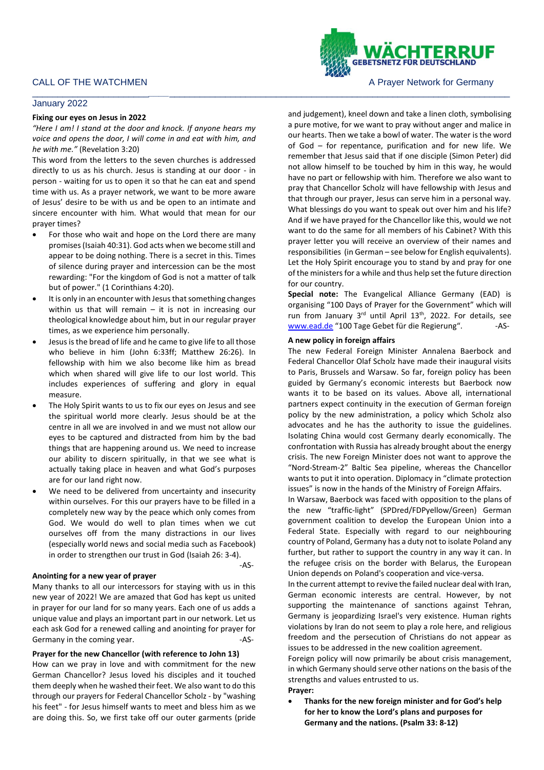CALL OF THE WATCHMEN

WÄCHTERRUF
GEBETSNETZ FÜR DEUTSCHLAND

A Prayer Network for Germany

January 2022

**Fixing our eyes on Jesus in 2022**

*"Here I am! I stand at the door and knock. If anyone hears my voice and opens the door, I will come in and eat with him, and he with me."* (Revelation 3:20)

This word from the letters to the seven churches is addressed directly to us as his church. Jesus is standing at our door - in person - waiting for us to open it so that he can eat and spend time with us. As a prayer network, we want to be more aware of Jesus' desire to be with us and be open to an intimate and sincere encounter with him. What would that mean for our prayer times?

- For those who wait and hope on the Lord there are many promises (Isaiah 40:31). God acts when we become still and appear to be doing nothing. There is a secret in this. Times of silence during prayer and intercession can be the most rewarding: "For the kingdom of God is not a matter of talk but of power." (1 Corinthians 4:20).
- It is only in an encounter with Jesus that something changes within us that will remain – it is not in increasing our theological knowledge about him, but in our regular prayer times, as we experience him personally.
- Jesus is the bread of life and he came to give life to all those who believe in him (John 6:33ff; Matthew 26:26). In fellowship with him we also become like him as bread which when shared will give life to our lost world. This includes experiences of suffering and glory in equal measure.
- The Holy Spirit wants to us to fix our eyes on Jesus and see the spiritual world more clearly. Jesus should be at the centre in all we are involved in and we must not allow our eyes to be captured and distracted from him by the bad things that are happening around us. We need to increase our ability to discern spiritually, in that we see what is actually taking place in heaven and what God's purposes are for our land right now.
- We need to be delivered from uncertainty and insecurity within ourselves. For this our prayers have to be filled in a completely new way by the peace which only comes from God. We would do well to plan times when we cut ourselves off from the many distractions in our lives (especially world news and social media such as Facebook) in order to strengthen our trust in God (Isaiah 26: 3-4).

-AS-

**Anointing for a new year of prayer**

Many thanks to all our intercessors for staying with us in this new year of 2022! We are amazed that God has kept us united in prayer for our land for so many years. Each one of us adds a unique value and plays an important part in our network. Let us each ask God for a renewed calling and anointing for prayer for Germany in the coming year. -AS-

**Prayer for the new Chancellor (with reference to John 13)**

How can we pray in love and with commitment for the new German Chancellor? Jesus loved his disciples and it touched them deeply when he washed their feet. We also want to do this through our prayers for Federal Chancellor Scholz - by "washing his feet" - for Jesus himself wants to meet and bless him as we are doing this. So, we first take off our outer garments (pride and judgement), kneel down and take a linen cloth, symbolising a pure motive, for we want to pray without anger and malice in our hearts. Then we take a bowl of water. The water is the word of God – for repentance, purification and for new life. We remember that Jesus said that if one disciple (Simon Peter) did not allow himself to be touched by him in this way, he would have no part or fellowship with him. Therefore we also want to pray that Chancellor Scholz will have fellowship with Jesus and that through our prayer, Jesus can serve him in a personal way. What blessings do you want to speak out over him and his life? And if we have prayed for the Chancellor like this, would we not want to do the same for all members of his Cabinet? With this prayer letter you will receive an overview of their names and responsibilities (in German – see below for English equivalents). Let the Holy Spirit encourage you to stand by and pray for one of the ministers for a while and thus help set the future direction for our country.

**Special note:** The Evangelical Alliance Germany (EAD) is organising "100 Days of Prayer for the Government" which will run from January 3rd until April 13th, 2022. For details, see www.ead.de "100 Tage Gebet für die Regierung". -AS-

**A new policy in foreign affairs**

The new Federal Foreign Minister Annalena Baerbock and Federal Chancellor Olaf Scholz have made their inaugural visits to Paris, Brussels and Warsaw. So far, foreign policy has been guided by Germany's economic interests but Baerbock now wants it to be based on its values. Above all, international partners expect continuity in the execution of German foreign policy by the new administration, a policy which Scholz also advocates and he has the authority to issue the guidelines. Isolating China would cost Germany dearly economically. The confrontation with Russia has already brought about the energy crisis. The new Foreign Minister does not want to approve the "Nord-Stream-2" Baltic Sea pipeline, whereas the Chancellor wants to put it into operation. Diplomacy in "climate protection issues" is now in the hands of the Ministry of Foreign Affairs.

In Warsaw, Baerbock was faced with opposition to the plans of the new "traffic-light" (SPDred/FDPyellow/Green) German government coalition to develop the European Union into a Federal State. Especially with regard to our neighbouring country of Poland, Germany has a duty not to isolate Poland any further, but rather to support the country in any way it can. In the refugee crisis on the border with Belarus, the European Union depends on Poland's cooperation and vice-versa.

In the current attempt to revive the failed nuclear deal with Iran, German economic interests are central. However, by not supporting the maintenance of sanctions against Tehran, Germany is jeopardizing Israel's very existence. Human rights violations by Iran do not seem to play a role here, and religious freedom and the persecution of Christians do not appear as issues to be addressed in the new coalition agreement.

Foreign policy will now primarily be about crisis management, in which Germany should serve other nations on the basis of the strengths and values entrusted to us.

**Prayer:**

- **Thanks for the new foreign minister and for God's help for her to know the Lord's plans and purposes for Germany and the nations. (Psalm 33: 8-12)**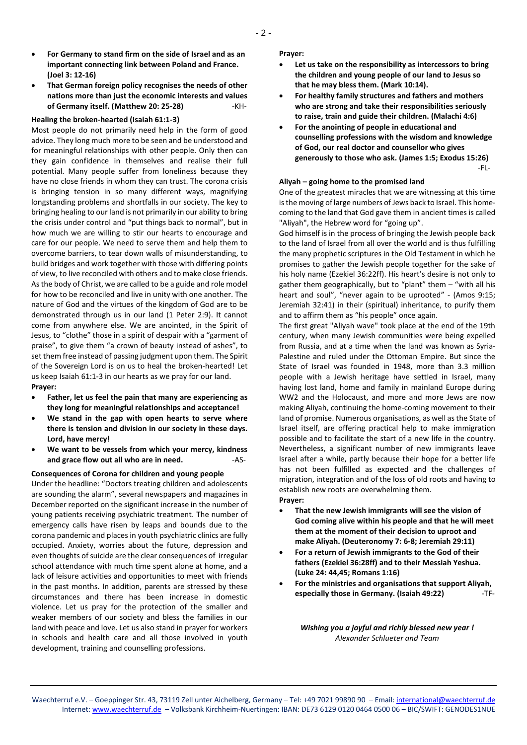- **For Germany to stand firm on the side of Israel and as an important connecting link between Poland and France. (Joel 3: 12-16)**
- **That German foreign policy recognises the needs of other nations more than just the economic interests and values of Germany itself. (Matthew 20: 25-28)** -KH-

**Healing the broken-hearted (Isaiah 61:1-3)**

Most people do not primarily need help in the form of good advice. They long much more to be seen and be understood and for meaningful relationships with other people. Only then can they gain confidence in themselves and realise their full potential. Many people suffer from loneliness because they have no close friends in whom they can trust. The corona crisis is bringing tension in so many different ways, magnifying longstanding problems and shortfalls in our society. The key to bringing healing to our land is not primarily in our ability to bring the crisis under control and "put things back to normal", but in how much we are willing to stir our hearts to encourage and care for our people. We need to serve them and help them to overcome barriers, to tear down walls of misunderstanding, to build bridges and work together with those with differing points of view, to live reconciled with others and to make close friends. As the body of Christ, we are called to be a guide and role model for how to be reconciled and live in unity with one another. The nature of God and the virtues of the kingdom of God are to be demonstrated through us in our land (1 Peter 2:9). It cannot come from anywhere else. We are anointed, in the Spirit of Jesus, to "clothe" those in a spirit of despair with a "garment of praise", to give them "a crown of beauty instead of ashes", to set them free instead of passing judgment upon them. The Spirit of the Sovereign Lord is on us to heal the broken-hearted! Let us keep Isaiah 61:1-3 in our hearts as we pray for our land.

**Prayer:**

- **Father, let us feel the pain that many are experiencing as they long for meaningful relationships and acceptance!**
- **We stand in the gap with open hearts to serve where there is tension and division in our society in these days. Lord, have mercy!**
- **We want to be vessels from which your mercy, kindness and grace flow out all who are in need.** -AS-

**Consequences of Corona for children and young people**

Under the headline: "Doctors treating children and adolescents are sounding the alarm", several newspapers and magazines in December reported on the significant increase in the number of young patients receiving psychiatric treatment. The number of emergency calls have risen by leaps and bounds due to the corona pandemic and places in youth psychiatric clinics are fully occupied. Anxiety, worries about the future, depression and even thoughts of suicide are the clear consequences of irregular school attendance with much time spent alone at home, and a lack of leisure activities and opportunities to meet with friends in the past months. In addition, parents are stressed by these circumstances and there has been increase in domestic violence. Let us pray for the protection of the smaller and weaker members of our society and bless the families in our land with peace and love. Let us also stand in prayer for workers in schools and health care and all those involved in youth development, training and counselling professions.

**Prayer:**

- **Let us take on the responsibility as intercessors to bring the children and young people of our land to Jesus so that he may bless them. (Mark 10:14).**
- **For healthy family structures and fathers and mothers who are strong and take their responsibilities seriously to raise, train and guide their children. (Malachi 4:6)**
- **For the anointing of people in educational and counselling professions with the wisdom and knowledge of God, our real doctor and counsellor who gives generously to those who ask. (James 1:5; Exodus 15:26)** -FL-

**Aliyah – going home to the promised land**

One of the greatest miracles that we are witnessing at this time is the moving of large numbers of Jews back to Israel. This home-coming to the land that God gave them in ancient times is called "Aliyah", the Hebrew word for "going up".

God himself is in the process of bringing the Jewish people back to the land of Israel from all over the world and is thus fulfilling the many prophetic scriptures in the Old Testament in which he promises to gather the Jewish people together for the sake of his holy name (Ezekiel 36:22ff). His heart's desire is not only to gather them geographically, but to "plant" them – "with all his heart and soul", "never again to be uprooted" - (Amos 9:15; Jeremiah 32:41) in their (spiritual) inheritance, to purify them and to affirm them as "his people" once again.

The first great "Aliyah wave" took place at the end of the 19th century, when many Jewish communities were being expelled from Russia, and at a time when the land was known as Syria-Palestine and ruled under the Ottoman Empire. But since the State of Israel was founded in 1948, more than 3.3 million people with a Jewish heritage have settled in Israel, many having lost land, home and family in mainland Europe during WW2 and the Holocaust, and more and more Jews are now making Aliyah, continuing the home-coming movement to their land of promise. Numerous organisations, as well as the State of Israel itself, are offering practical help to make immigration possible and to facilitate the start of a new life in the country. Nevertheless, a significant number of new immigrants leave Israel after a while, partly because their hope for a better life has not been fulfilled as expected and the challenges of migration, integration and of the loss of old roots and having to establish new roots are overwhelming them.

**Prayer:**

- **That the new Jewish immigrants will see the vision of God coming alive within his people and that he will meet them at the moment of their decision to uproot and make Aliyah. (Deuteronomy 7: 6-8; Jeremiah 29:11)**
- **For a return of Jewish immigrants to the God of their fathers (Ezekiel 36:28ff) and to their Messiah Yeshua. (Luke 24: 44,45; Romans 1:16)**
- **For the ministries and organisations that support Aliyah, especially those in Germany. (Isaiah 49:22)** -TF-

***Wishing you a joyful and richly blessed new year !***
*Alexander Schlueter and Team*

Waechterruf e.V. – Goeppinger Str. 43, 73119 Zell unter Aichelberg, Germany – Tel: +49 7021 99890 90 – Email: international@waechterruf.de
Internet: www.waechterruf.de – Volksbank Kirchheim-Nuertingen: IBAN: DE73 6129 0120 0464 0500 06 – BIC/SWIFT: GENODES1NUE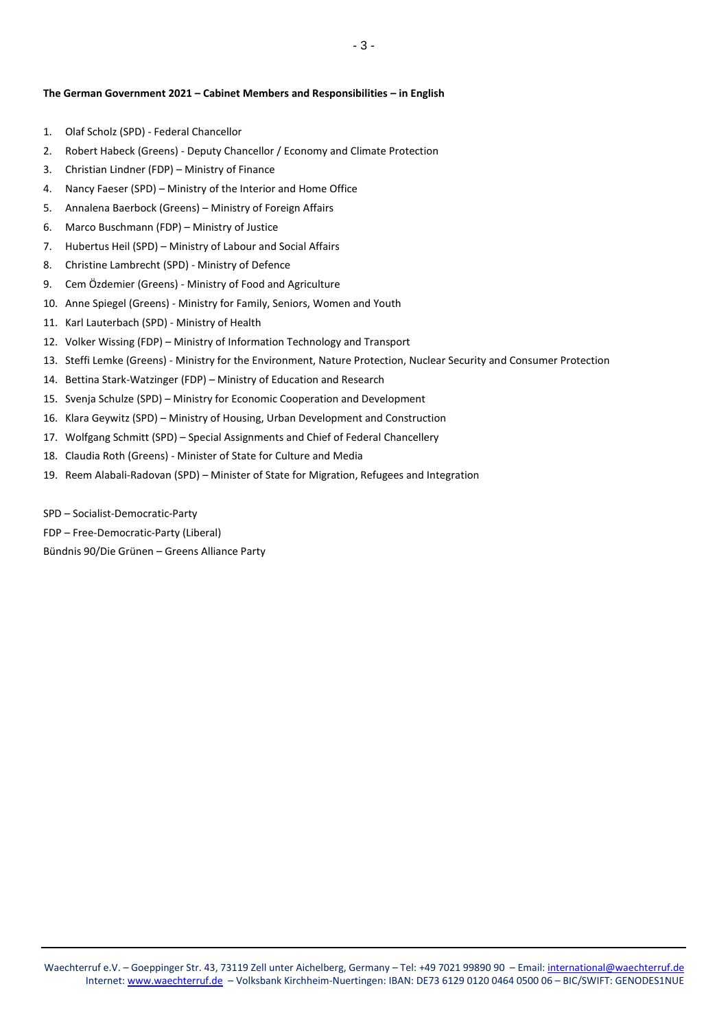**The German Government 2021 – Cabinet Members and Responsibilities – in English**

1. Olaf Scholz (SPD) - Federal Chancellor
2. Robert Habeck (Greens) - Deputy Chancellor / Economy and Climate Protection
3. Christian Lindner (FDP) – Ministry of Finance
4. Nancy Faeser (SPD) – Ministry of the Interior and Home Office
5. Annalena Baerbock (Greens) – Ministry of Foreign Affairs
6. Marco Buschmann (FDP) – Ministry of Justice
7. Hubertus Heil (SPD) – Ministry of Labour and Social Affairs
8. Christine Lambrecht (SPD) - Ministry of Defence
9. Cem Özdemier (Greens) - Ministry of Food and Agriculture
10. Anne Spiegel (Greens) - Ministry for Family, Seniors, Women and Youth
11. Karl Lauterbach (SPD) - Ministry of Health
12. Volker Wissing (FDP) – Ministry of Information Technology and Transport
13. Steffi Lemke (Greens) - Ministry for the Environment, Nature Protection, Nuclear Security and Consumer Protection
14. Bettina Stark-Watzinger (FDP) – Ministry of Education and Research
15. Svenja Schulze (SPD) – Ministry for Economic Cooperation and Development
16. Klara Geywitz (SPD) – Ministry of Housing, Urban Development and Construction
17. Wolfgang Schmitt (SPD) – Special Assignments and Chief of Federal Chancellery
18. Claudia Roth (Greens) - Minister of State for Culture and Media
19. Reem Alabali-Radovan (SPD) – Minister of State for Migration, Refugees and Integration

SPD – Socialist-Democratic-Party

FDP – Free-Democratic-Party (Liberal)

Bündnis 90/Die Grünen – Greens Alliance Party

Waechterruf e.V. – Goeppinger Str. 43, 73119 Zell unter Aichelberg, Germany – Tel: +49 7021 99890 90 – Email: international@waechterruf.de
Internet: www.waechterruf.de – Volksbank Kirchheim-Nuertingen: IBAN: DE73 6129 0120 0464 0500 06 – BIC/SWIFT: GENODES1NUE